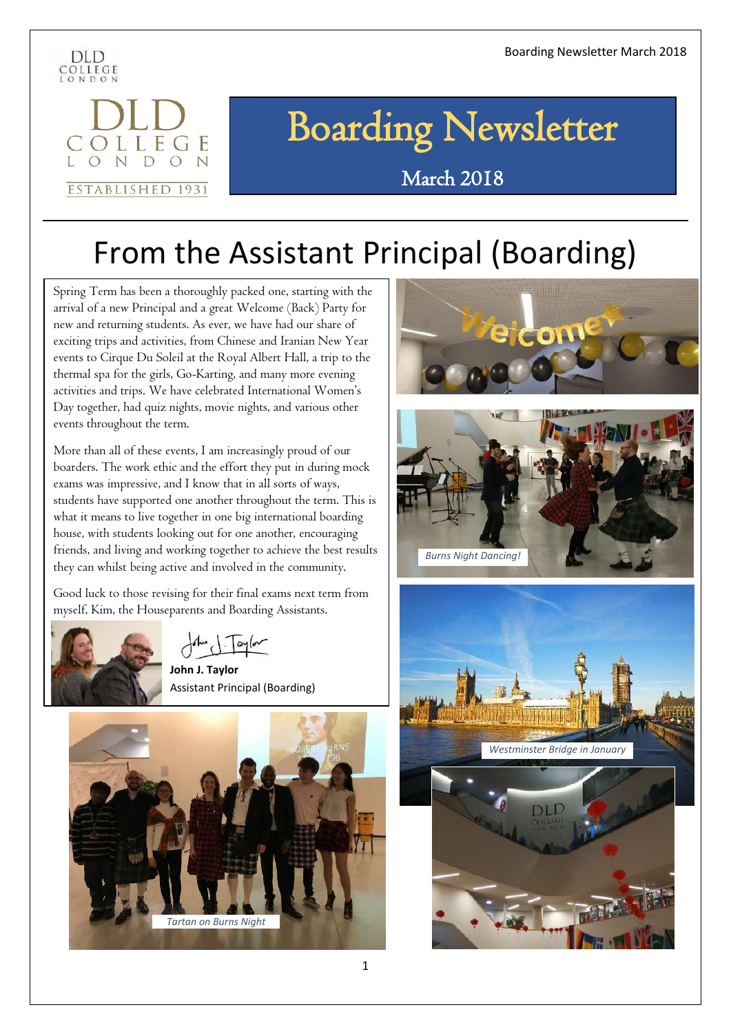# Boarding Newsletter

March 2018

## From the Assistant Principal (Boarding)

Spring Term has been a thoroughly packed one, starting with the arrival of a new Principal and a great Welcome (Back) Party for new and returning students. As ever, we have had our share of exciting trips and activities, from Chinese and Iranian New Year events to Cirque Du Soleil at the Royal Albert Hall, a trip to the thermal spa for the girls, Go-Karting, and many more evening activities and trips. We have celebrated International Women's Day together, had quiz nights, movie nights, and various other events throughout the term.

More than all of these events, I am increasingly proud of our boarders. The work ethic and the effort they put in during mock exams was impressive, and I know that in all sorts of ways, students have supported one another throughout the term. This is what it means to live together in one big international boarding house, with students looking out for one another, encouraging friends, and living and working together to achieve the best results they can whilst being active and involved in the community.

Good luck to those revising for their final exams next term from myself, Kim, the Houseparents and Boarding Assistants.

**John J. Taylor**
Assistant Principal (Boarding)

*Burns Night Dancing!*

*Westminster Bridge in January*

*Tartan on Burns Night*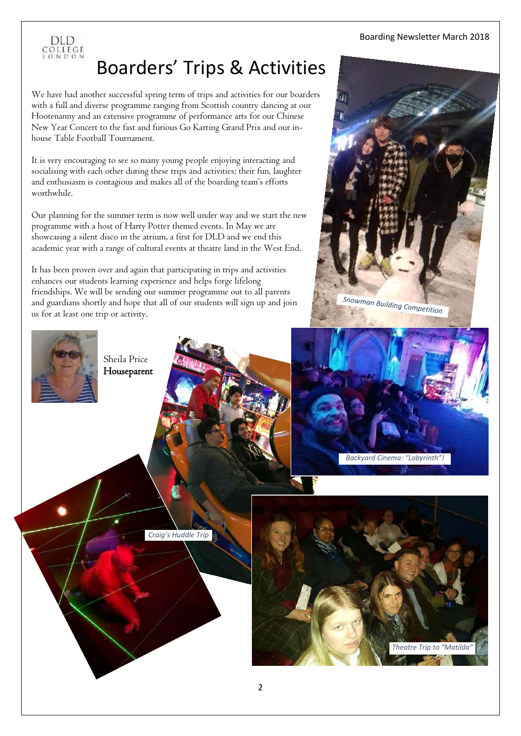# Boarders' Trips & Activities

We have had another successful spring term of trips and activities for our boarders with a full and diverse programme ranging from Scottish country dancing at our Hootenanny and an extensive programme of performance arts for our Chinese New Year Concert to the fast and furious Go Karting Grand Prix and our in-house Table Football Tournament.

It is very encouraging to see so many young people enjoying interacting and socialising with each other during these trips and activities; their fun, laughter and enthusiasm is contagious and makes all of the boarding team's efforts worthwhile.

Our planning for the summer term is now well under way and we start the new programme with a host of Harry Potter themed events. In May we are showcasing a silent disco in the atrium, a first for DLD and we end this academic year with a range of cultural events at theatre land in the West End.

It has been proven over and again that participating in trips and activities enhances our students learning experience and helps forge lifelong friendships. We will be sending our summer programme out to all parents and guardians shortly and hope that all of our students will sign up and join us for at least one trip or activity.

Sheila Price
**Houseparent**

*Snowman Building Competition*

*Backyard Cinema: "Labyrinth"!*

*Craig's Huddle Trip*

*Theatre Trip to "Matilda"*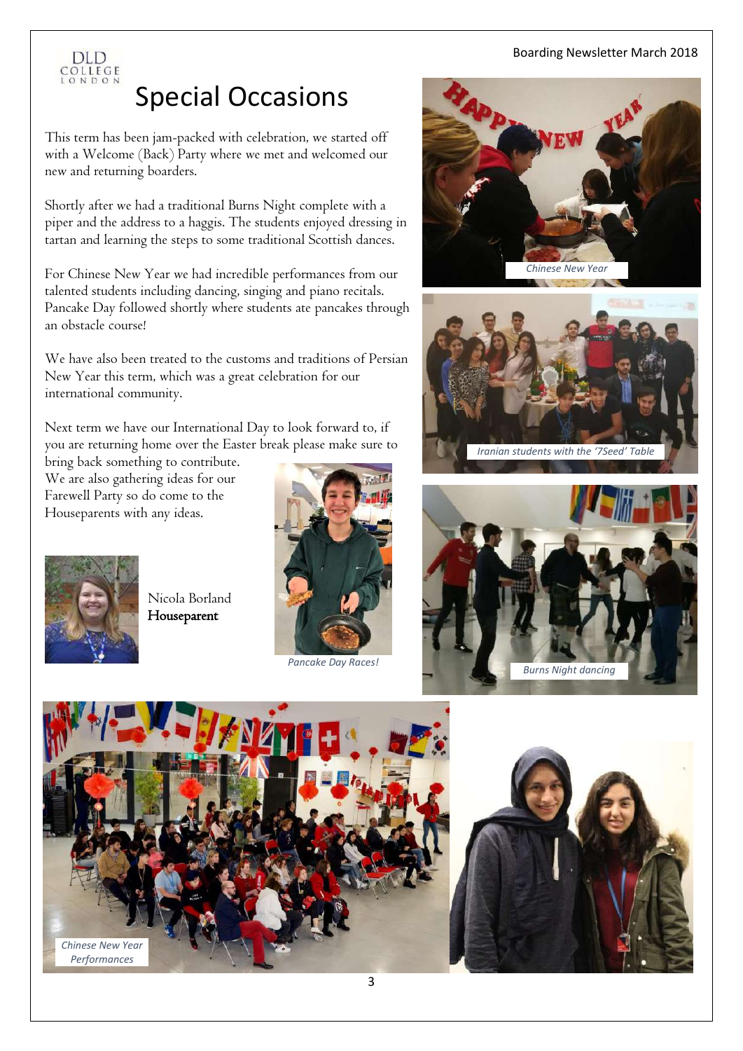# Special Occasions

This term has been jam-packed with celebration, we started off with a Welcome (Back) Party where we met and welcomed our new and returning boarders.

Shortly after we had a traditional Burns Night complete with a piper and the address to a haggis. The students enjoyed dressing in tartan and learning the steps to some traditional Scottish dances.

For Chinese New Year we had incredible performances from our talented students including dancing, singing and piano recitals. Pancake Day followed shortly where students ate pancakes through an obstacle course!

We have also been treated to the customs and traditions of Persian New Year this term, which was a great celebration for our international community.

Next term we have our International Day to look forward to, if you are returning home over the Easter break please make sure to bring back something to contribute. We are also gathering ideas for our Farewell Party so do come to the Houseparents with any ideas.

Nicola Borland
**Houseparent**

*Pancake Day Races!*

*Chinese New Year*

*Iranian students with the '7Seed' Table*

*Burns Night dancing*

*Chinese New Year Performances*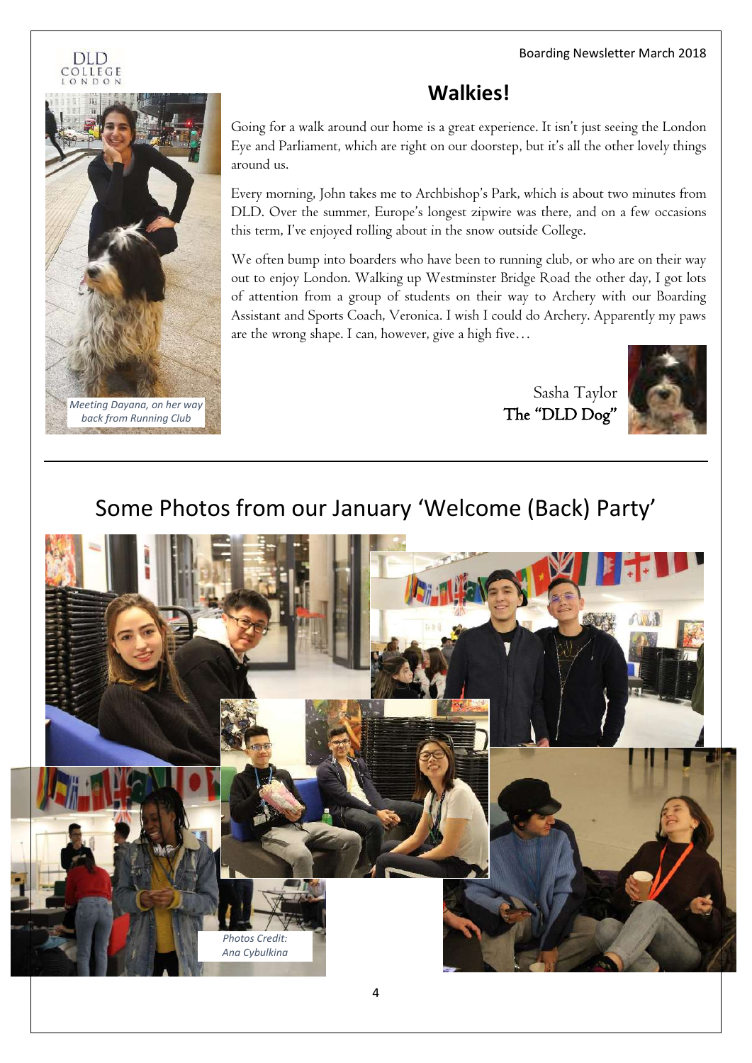## Walkies!

Going for a walk around our home is a great experience. It isn't just seeing the London Eye and Parliament, which are right on our doorstep, but it's all the other lovely things around us.

Every morning, John takes me to Archbishop's Park, which is about two minutes from DLD. Over the summer, Europe's longest zipwire was there, and on a few occasions this term, I've enjoyed rolling about in the snow outside College.

We often bump into boarders who have been to running club, or who are on their way out to enjoy London. Walking up Westminster Bridge Road the other day, I got lots of attention from a group of students on their way to Archery with our Boarding Assistant and Sports Coach, Veronica. I wish I could do Archery. Apparently my paws are the wrong shape. I can, however, give a high five…

Sasha Taylor
The "DLD Dog"

*Meeting Dayana, on her way back from Running Club*

---

## Some Photos from our January 'Welcome (Back) Party'

*Photos Credit: Ana Cybulkina*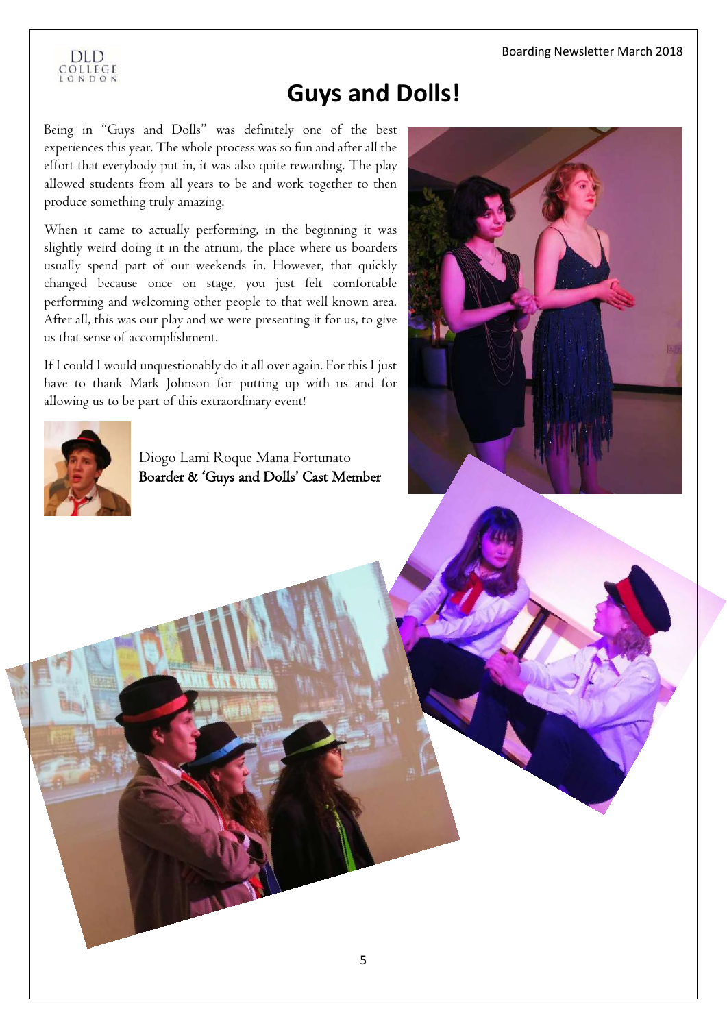# Guys and Dolls!

Being in "Guys and Dolls" was definitely one of the best experiences this year. The whole process was so fun and after all the effort that everybody put in, it was also quite rewarding. The play allowed students from all years to be and work together to then produce something truly amazing.

When it came to actually performing, in the beginning it was slightly weird doing it in the atrium, the place where us boarders usually spend part of our weekends in. However, that quickly changed because once on stage, you just felt comfortable performing and welcoming other people to that well known area. After all, this was our play and we were presenting it for us, to give us that sense of accomplishment.

If I could I would unquestionably do it all over again. For this I just have to thank Mark Johnson for putting up with us and for allowing us to be part of this extraordinary event!

Diogo Lami Roque Mana Fortunato
**Boarder & 'Guys and Dolls' Cast Member**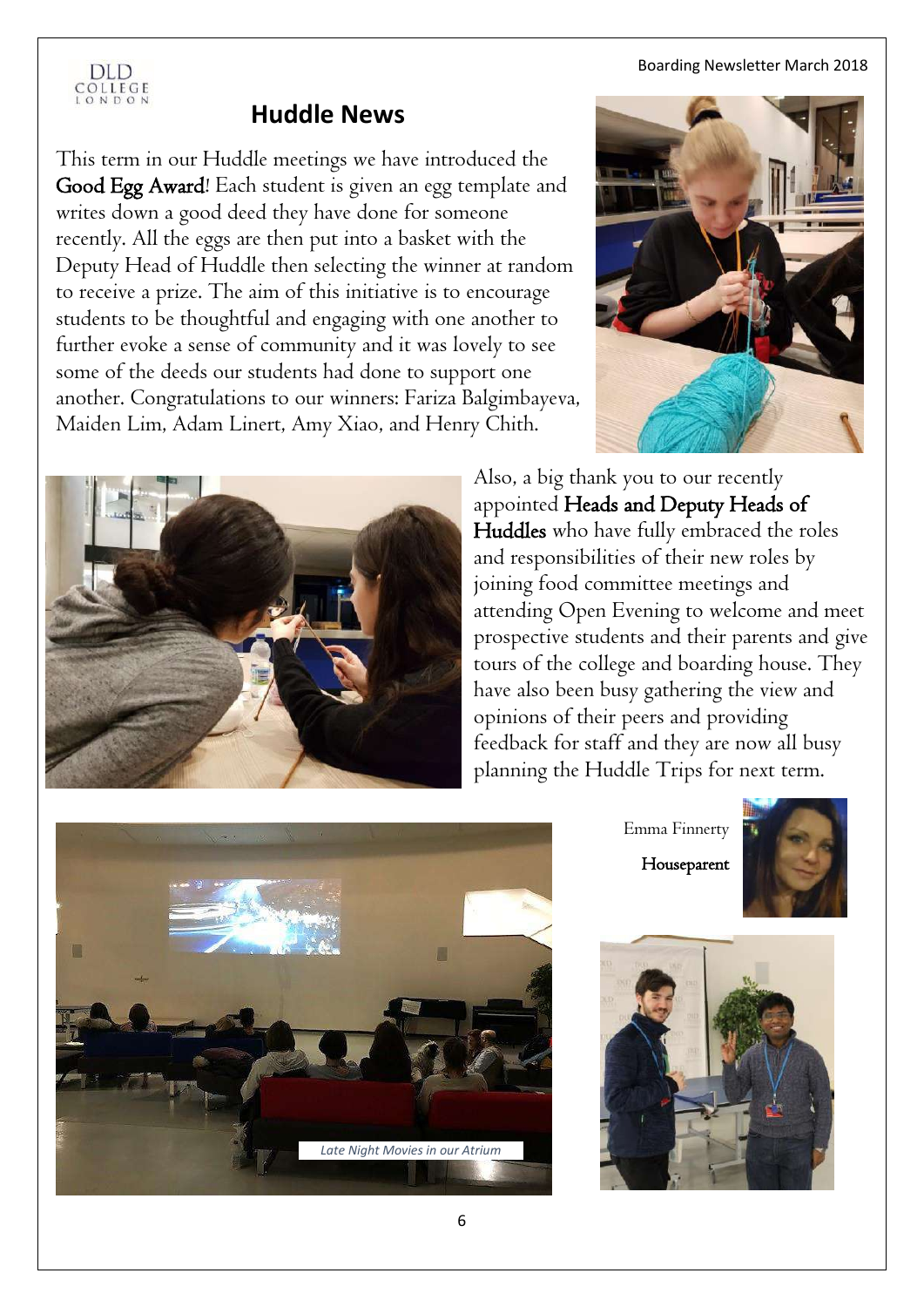## Huddle News

This term in our Huddle meetings we have introduced the **Good Egg Award**! Each student is given an egg template and writes down a good deed they have done for someone recently. All the eggs are then put into a basket with the Deputy Head of Huddle then selecting the winner at random to receive a prize. The aim of this initiative is to encourage students to be thoughtful and engaging with one another to further evoke a sense of community and it was lovely to see some of the deeds our students had done to support one another. Congratulations to our winners: Fariza Balgimbayeva, Maiden Lim, Adam Linert, Amy Xiao, and Henry Chith.

Also, a big thank you to our recently appointed **Heads and Deputy Heads of Huddles** who have fully embraced the roles and responsibilities of their new roles by joining food committee meetings and attending Open Evening to welcome and meet prospective students and their parents and give tours of the college and boarding house. They have also been busy gathering the view and opinions of their peers and providing feedback for staff and they are now all busy planning the Huddle Trips for next term.

Emma Finnerty

**Houseparent**

*Late Night Movies in our Atrium*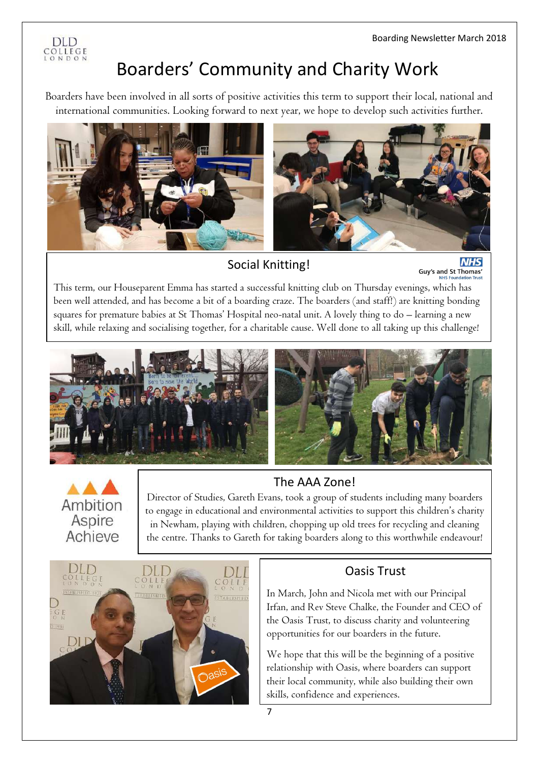# Boarders' Community and Charity Work

Boarders have been involved in all sorts of positive activities this term to support their local, national and international communities. Looking forward to next year, we hope to develop such activities further.

## Social Knitting!

This term, our Houseparent Emma has started a successful knitting club on Thursday evenings, which has been well attended, and has become a bit of a boarding craze. The boarders (and staff!) are knitting bonding squares for premature babies at St Thomas' Hospital neo-natal unit. A lovely thing to do – learning a new skill, while relaxing and socialising together, for a charitable cause. Well done to all taking up this challenge!

## The AAA Zone!

Ambition Aspire Achieve

Director of Studies, Gareth Evans, took a group of students including many boarders to engage in educational and environmental activities to support this children's charity in Newham, playing with children, chopping up old trees for recycling and cleaning the centre. Thanks to Gareth for taking boarders along to this worthwhile endeavour!

## Oasis Trust

In March, John and Nicola met with our Principal Irfan, and Rev Steve Chalke, the Founder and CEO of the Oasis Trust, to discuss charity and volunteering opportunities for our boarders in the future.

We hope that this will be the beginning of a positive relationship with Oasis, where boarders can support their local community, while also building their own skills, confidence and experiences.